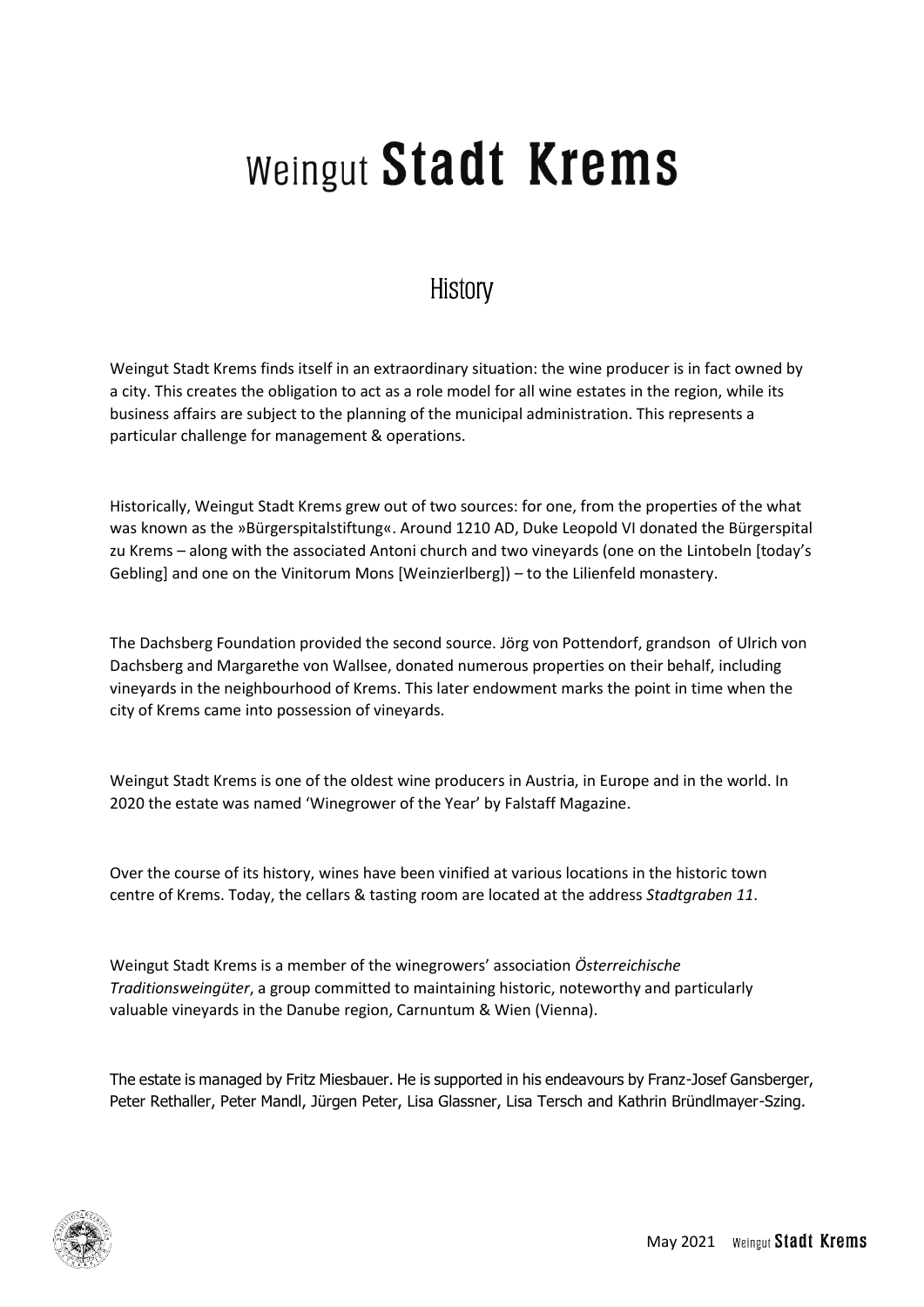# Weingut Stadt Krems

## History

Weingut Stadt Krems finds itself in an extraordinary situation: the wine producer is in fact owned by a city. This creates the obligation to act as a role model for all wine estates in the region, while its business affairs are subject to the planning of the municipal administration. This represents a particular challenge for management & operations.

Historically, Weingut Stadt Krems grew out of two sources: for one, from the properties of the what was known as the »Bürgerspitalstiftung«. Around 1210 AD, Duke Leopold VI donated the Bürgerspital zu Krems – along with the associated Antoni church and two vineyards (one on the Lintobeln [today's Gebling] and one on the Vinitorum Mons [Weinzierlberg]) – to the Lilienfeld monastery.

The Dachsberg Foundation provided the second source. Jörg von Pottendorf, grandson of Ulrich von Dachsberg and Margarethe von Wallsee, donated numerous properties on their behalf, including vineyards in the neighbourhood of Krems. This later endowment marks the point in time when the city of Krems came into possession of vineyards.

Weingut Stadt Krems is one of the oldest wine producers in Austria, in Europe and in the world. In 2020 the estate was named 'Winegrower of the Year' by Falstaff Magazine.

Over the course of its history, wines have been vinified at various locations in the historic town centre of Krems. Today, the cellars & tasting room are located at the address *Stadtgraben 11*.

Weingut Stadt Krems is a member of the winegrowers' association *Österreichische Traditionsweingüter*, a group committed to maintaining historic, noteworthy and particularly valuable vineyards in the Danube region, Carnuntum & Wien (Vienna).

The estate is managed by Fritz Miesbauer. He is supported in his endeavours by Franz-Josef Gansberger, Peter Rethaller, Peter Mandl, Jürgen Peter, Lisa Glassner, Lisa Tersch and Kathrin Bründlmayer-Szing.

May 2021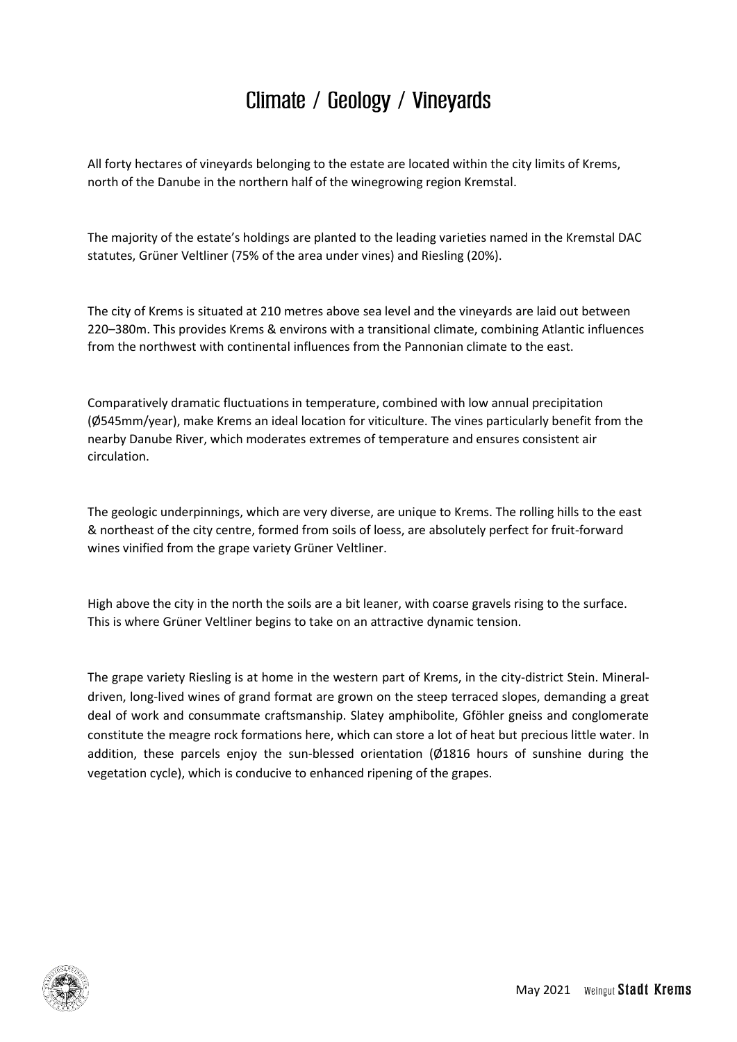# Climate / Geology / Vineyards

All forty hectares of vineyards belonging to the estate are located within the city limits of Krems, north of the Danube in the northern half of the winegrowing region Kremstal.

The majority of the estate's holdings are planted to the leading varieties named in the Kremstal DAC statutes, Grüner Veltliner (75% of the area under vines) and Riesling (20%).

The city of Krems is situated at 210 metres above sea level and the vineyards are laid out between 220–380m. This provides Krems & environs with a transitional climate, combining Atlantic influences from the northwest with continental influences from the Pannonian climate to the east.

Comparatively dramatic fluctuations in temperature, combined with low annual precipitation (Ø545mm/year), make Krems an ideal location for viticulture. The vines particularly benefit from the nearby Danube River, which moderates extremes of temperature and ensures consistent air circulation.

The geologic underpinnings, which are very diverse, are unique to Krems. The rolling hills to the east & northeast of the city centre, formed from soils of loess, are absolutely perfect for fruit-forward wines vinified from the grape variety Grüner Veltliner.

High above the city in the north the soils are a bit leaner, with coarse gravels rising to the surface. This is where Grüner Veltliner begins to take on an attractive dynamic tension.

The grape variety Riesling is at home in the western part of Krems, in the city-district Stein. Mineral-driven, long-lived wines of grand format are grown on the steep terraced slopes, demanding a great deal of work and consummate craftsmanship. Slatey amphibolite, Gföhler gneiss and conglomerate constitute the meagre rock formations here, which can store a lot of heat but precious little water. In addition, these parcels enjoy the sun-blessed orientation (Ø1816 hours of sunshine during the vegetation cycle), which is conducive to enhanced ripening of the grapes.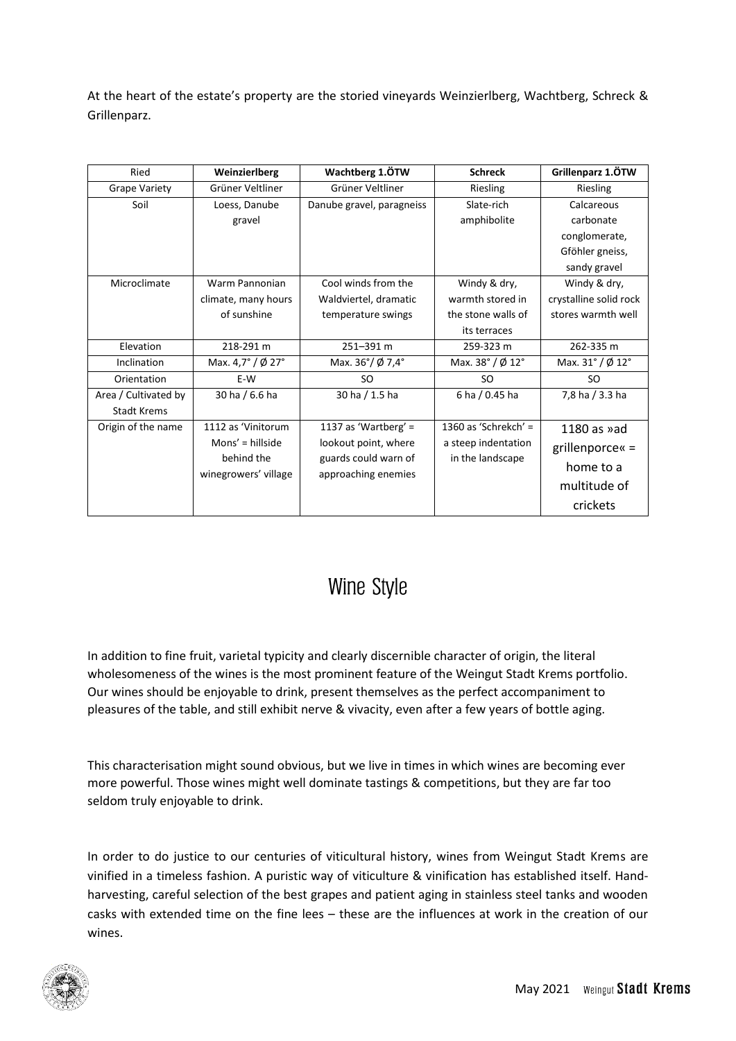At the heart of the estate's property are the storied vineyards Weinzierlberg, Wachtberg, Schreck & Grillenparz.

| Ried | **Weinzierlberg** | **Wachtberg 1.ÖTW** | **Schreck** | **Grillenparz 1.ÖTW** |
|---|---|---|---|---|
| Grape Variety | Grüner Veltliner | Grüner Veltliner | Riesling | Riesling |
| Soil | Loess, Danube gravel | Danube gravel, paragneiss | Slate-rich amphibolite | Calcareous carbonate conglomerate, Gföhler gneiss, sandy gravel |
| Microclimate | Warm Pannonian climate, many hours of sunshine | Cool winds from the Waldviertel, dramatic temperature swings | Windy & dry, warmth stored in the stone walls of its terraces | Windy & dry, crystalline solid rock stores warmth well |
| Elevation | 218-291 m | 251–391 m | 259-323 m | 262-335 m |
| Inclination | Max. 4,7° / Ø 27° | Max. 36°/ Ø 7,4° | Max. 38° / Ø 12° | Max. 31° / Ø 12° |
| Orientation | E-W | SO | SO | SO |
| Area / Cultivated by Stadt Krems | 30 ha / 6.6 ha | 30 ha / 1.5 ha | 6 ha / 0.45 ha | 7,8 ha / 3.3 ha |
| Origin of the name | 1112 as 'Vinitorum Mons' = hillside behind the winegrowers' village | 1137 as 'Wartberg' = lookout point, where guards could warn of approaching enemies | 1360 as 'Schrekch' = a steep indentation in the landscape | 1180 as »ad grillenporce« = home to a multitude of crickets |

# Wine Style

In addition to fine fruit, varietal typicity and clearly discernible character of origin, the literal wholesomeness of the wines is the most prominent feature of the Weingut Stadt Krems portfolio. Our wines should be enjoyable to drink, present themselves as the perfect accompaniment to pleasures of the table, and still exhibit nerve & vivacity, even after a few years of bottle aging.

This characterisation might sound obvious, but we live in times in which wines are becoming ever more powerful. Those wines might well dominate tastings & competitions, but they are far too seldom truly enjoyable to drink.

In order to do justice to our centuries of viticultural history, wines from Weingut Stadt Krems are vinified in a timeless fashion. A puristic way of viticulture & vinification has established itself. Hand-harvesting, careful selection of the best grapes and patient aging in stainless steel tanks and wooden casks with extended time on the fine lees – these are the influences at work in the creation of our wines.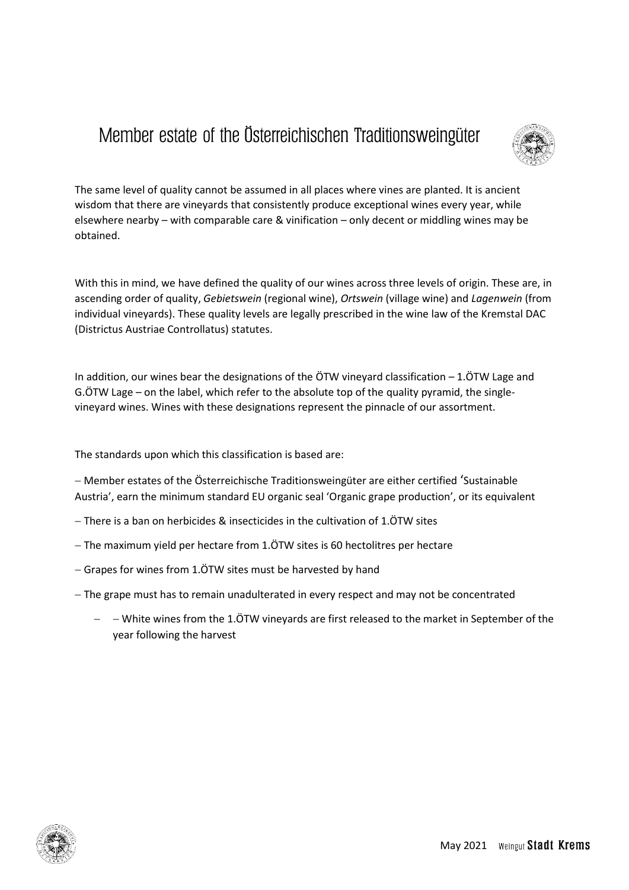# Member estate of the Österreichischen Traditionsweingüter

The same level of quality cannot be assumed in all places where vines are planted. It is ancient wisdom that there are vineyards that consistently produce exceptional wines every year, while elsewhere nearby – with comparable care & vinification – only decent or middling wines may be obtained.

With this in mind, we have defined the quality of our wines across three levels of origin. These are, in ascending order of quality, *Gebietswein* (regional wine), *Ortswein* (village wine) and *Lagenwein* (from individual vineyards). These quality levels are legally prescribed in the wine law of the Kremstal DAC (Districtus Austriae Controllatus) statutes.

In addition, our wines bear the designations of the ÖTW vineyard classification – 1.ÖTW Lage and G.ÖTW Lage – on the label, which refer to the absolute top of the quality pyramid, the single-vineyard wines. Wines with these designations represent the pinnacle of our assortment.

The standards upon which this classification is based are:

– Member estates of the Österreichische Traditionsweingüter are either certified 'Sustainable Austria', earn the minimum standard EU organic seal 'Organic grape production', or its equivalent

– There is a ban on herbicides & insecticides in the cultivation of 1.ÖTW sites

– The maximum yield per hectare from 1.ÖTW sites is 60 hectolitres per hectare

– Grapes for wines from 1.ÖTW sites must be harvested by hand

– The grape must has to remain unadulterated in every respect and may not be concentrated

- – White wines from the 1.ÖTW vineyards are first released to the market in September of the year following the harvest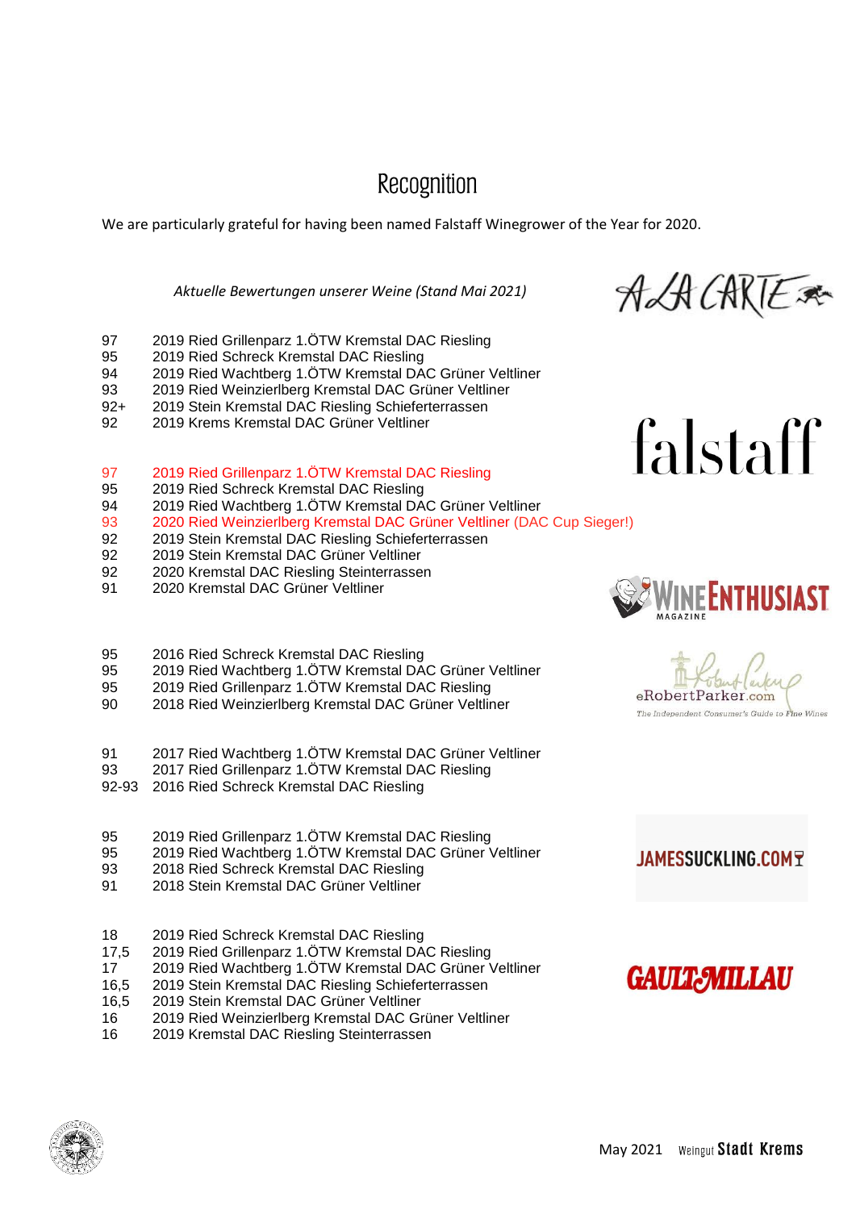# Recognition

We are particularly grateful for having been named Falstaff Winegrower of the Year for 2020.

*Aktuelle Bewertungen unserer Weine (Stand Mai 2021)*

**A LA CARTE**

| | |
|---|---|
| 97 | 2019 Ried Grillenparz 1.ÖTW Kremstal DAC Riesling |
| 95 | 2019 Ried Schreck Kremstal DAC Riesling |
| 94 | 2019 Ried Wachtberg 1.ÖTW Kremstal DAC Grüner Veltliner |
| 93 | 2019 Ried Weinzierlberg Kremstal DAC Grüner Veltliner |
| 92+ | 2019 Stein Kremstal DAC Riesling Schieferterrassen |
| 92 | 2019 Krems Kremstal DAC Grüner Veltliner |

**falstaff**

| | |
|---|---|
| 97 | 2019 Ried Grillenparz 1.ÖTW Kremstal DAC Riesling |
| 95 | 2019 Ried Schreck Kremstal DAC Riesling |
| 94 | 2019 Ried Wachtberg 1.ÖTW Kremstal DAC Grüner Veltliner |
| 93 | 2020 Ried Weinzierlberg Kremstal DAC Grüner Veltliner (DAC Cup Sieger!) |
| 92 | 2019 Stein Kremstal DAC Riesling Schieferterrassen |
| 92 | 2019 Stein Kremstal DAC Grüner Veltliner |
| 92 | 2020 Kremstal DAC Riesling Steinterrassen |
| 91 | 2020 Kremstal DAC Grüner Veltliner |

**WINE ENTHUSIAST MAGAZINE**

| | |
|---|---|
| 95 | 2016 Ried Schreck Kremstal DAC Riesling |
| 95 | 2019 Ried Wachtberg 1.ÖTW Kremstal DAC Grüner Veltliner |
| 95 | 2019 Ried Grillenparz 1.ÖTW Kremstal DAC Riesling |
| 90 | 2018 Ried Weinzierlberg Kremstal DAC Grüner Veltliner |

**eRobertParker.com** – The Independent Consumer's Guide to Fine Wines

| | |
|---|---|
| 91 | 2017 Ried Wachtberg 1.ÖTW Kremstal DAC Grüner Veltliner |
| 93 | 2017 Ried Grillenparz 1.ÖTW Kremstal DAC Riesling |
| 92-93 | 2016 Ried Schreck Kremstal DAC Riesling |

**JAMESSUCKLING.COM**

| | |
|---|---|
| 95 | 2019 Ried Grillenparz 1.ÖTW Kremstal DAC Riesling |
| 95 | 2019 Ried Wachtberg 1.ÖTW Kremstal DAC Grüner Veltliner |
| 93 | 2018 Ried Schreck Kremstal DAC Riesling |
| 91 | 2018 Stein Kremstal DAC Grüner Veltliner |

**GAULT&MILLAU**

| | |
|---|---|
| 18 | 2019 Ried Schreck Kremstal DAC Riesling |
| 17,5 | 2019 Ried Grillenparz 1.ÖTW Kremstal DAC Riesling |
| 17 | 2019 Ried Wachtberg 1.ÖTW Kremstal DAC Grüner Veltliner |
| 16,5 | 2019 Stein Kremstal DAC Riesling Schieferterrassen |
| 16,5 | 2019 Stein Kremstal DAC Grüner Veltliner |
| 16 | 2019 Ried Weinzierlberg Kremstal DAC Grüner Veltliner |
| 16 | 2019 Kremstal DAC Riesling Steinterrassen |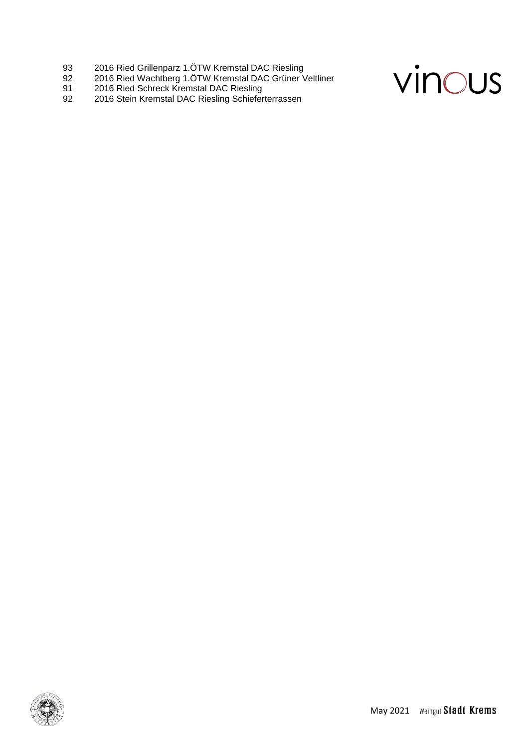vinous

| | |
|---|---|
| 93 | 2016 Ried Grillenparz 1.ÖTW Kremstal DAC Riesling |
| 92 | 2016 Ried Wachtberg 1.ÖTW Kremstal DAC Grüner Veltliner |
| 91 | 2016 Ried Schreck Kremstal DAC Riesling |
| 92 | 2016 Stein Kremstal DAC Riesling Schieferterrassen |